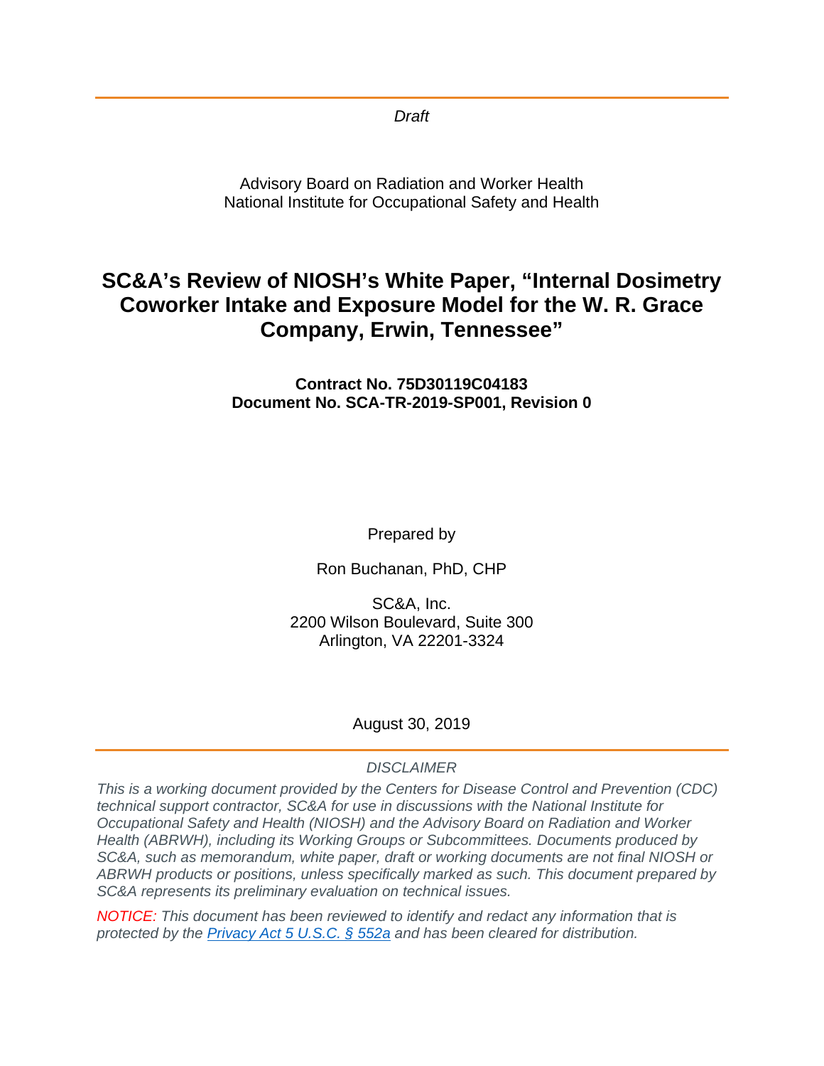*Draft*

Advisory Board on Radiation and Worker Health
National Institute for Occupational Safety and Health

# SC&A's Review of NIOSH's White Paper, "Internal Dosimetry Coworker Intake and Exposure Model for the W. R. Grace Company, Erwin, Tennessee"

**Contract No. 75D30119C04183**
**Document No. SCA-TR-2019-SP001, Revision 0**

Prepared by

Ron Buchanan, PhD, CHP

SC&A, Inc.
2200 Wilson Boulevard, Suite 300
Arlington, VA 22201-3324

August 30, 2019

*DISCLAIMER*

*This is a working document provided by the Centers for Disease Control and Prevention (CDC) technical support contractor, SC&A for use in discussions with the National Institute for Occupational Safety and Health (NIOSH) and the Advisory Board on Radiation and Worker Health (ABRWH), including its Working Groups or Subcommittees. Documents produced by SC&A, such as memorandum, white paper, draft or working documents are not final NIOSH or ABRWH products or positions, unless specifically marked as such. This document prepared by SC&A represents its preliminary evaluation on technical issues.*

*NOTICE: This document has been reviewed to identify and redact any information that is protected by the Privacy Act 5 U.S.C. § 552a and has been cleared for distribution.*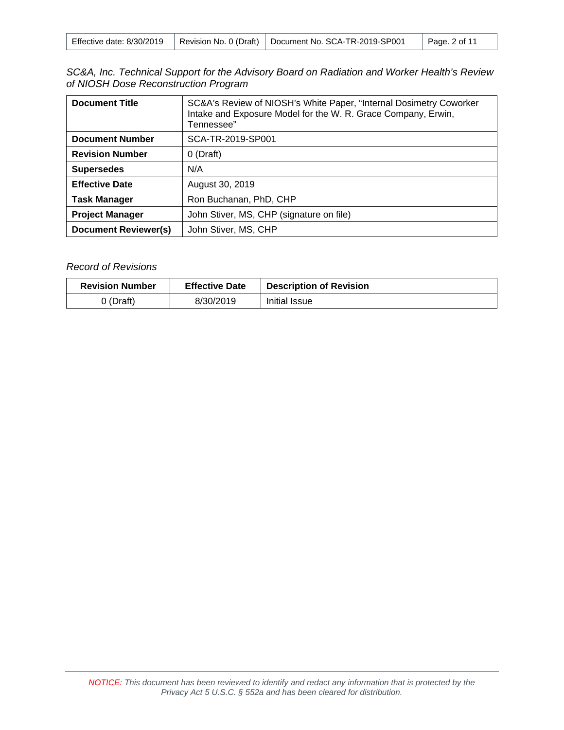*SC&A, Inc. Technical Support for the Advisory Board on Radiation and Worker Health's Review of NIOSH Dose Reconstruction Program*

| **Document Title** | SC&A's Review of NIOSH's White Paper, "Internal Dosimetry Coworker Intake and Exposure Model for the W. R. Grace Company, Erwin, Tennessee" |
|---|---|
| **Document Number** | SCA-TR-2019-SP001 |
| **Revision Number** | 0 (Draft) |
| **Supersedes** | N/A |
| **Effective Date** | August 30, 2019 |
| **Task Manager** | Ron Buchanan, PhD, CHP |
| **Project Manager** | John Stiver, MS, CHP (signature on file) |
| **Document Reviewer(s)** | John Stiver, MS, CHP |

*Record of Revisions*

| Revision Number | Effective Date | Description of Revision |
|---|---|---|
| 0 (Draft) | 8/30/2019 | Initial Issue |

*NOTICE: This document has been reviewed to identify and redact any information that is protected by the Privacy Act 5 U.S.C. § 552a and has been cleared for distribution.*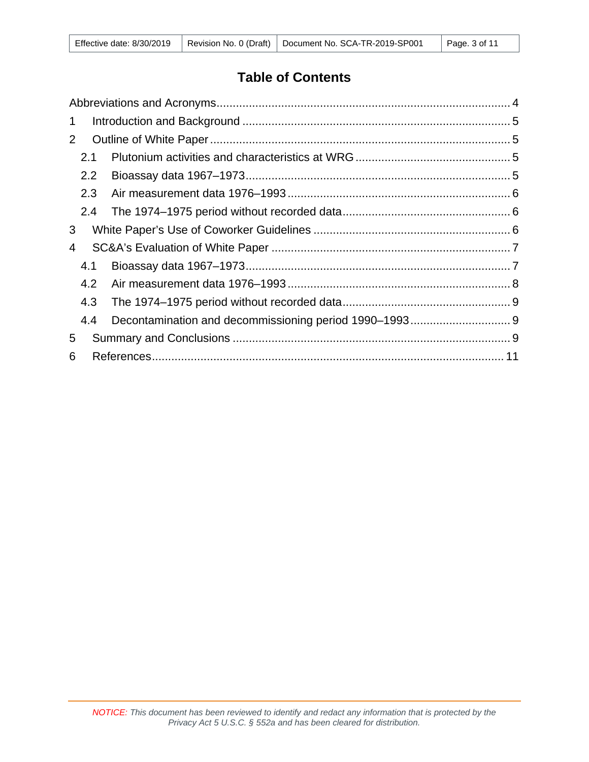# Table of Contents

Abbreviations and Acronyms.......................................................................................... 4

1 Introduction and Background .................................................................................. 5

2 Outline of White Paper ............................................................................................ 5

  2.1 Plutonium activities and characteristics at WRG ................................................ 5

  2.2 Bioassay data 1967–1973................................................................................. 5

  2.3 Air measurement data 1976–1993 .................................................................... 6

  2.4 The 1974–1975 period without recorded data................................................... 6

3 White Paper's Use of Coworker Guidelines ............................................................ 6

4 SC&A's Evaluation of White Paper ......................................................................... 7

  4.1 Bioassay data 1967–1973................................................................................. 7

  4.2 Air measurement data 1976–1993 .................................................................... 8

  4.3 The 1974–1975 period without recorded data................................................... 9

  4.4 Decontamination and decommissioning period 1990–1993 ............................... 9

5 Summary and Conclusions ..................................................................................... 9

6 References........................................................................................................... 11

*NOTICE: This document has been reviewed to identify and redact any information that is protected by the Privacy Act 5 U.S.C. § 552a and has been cleared for distribution.*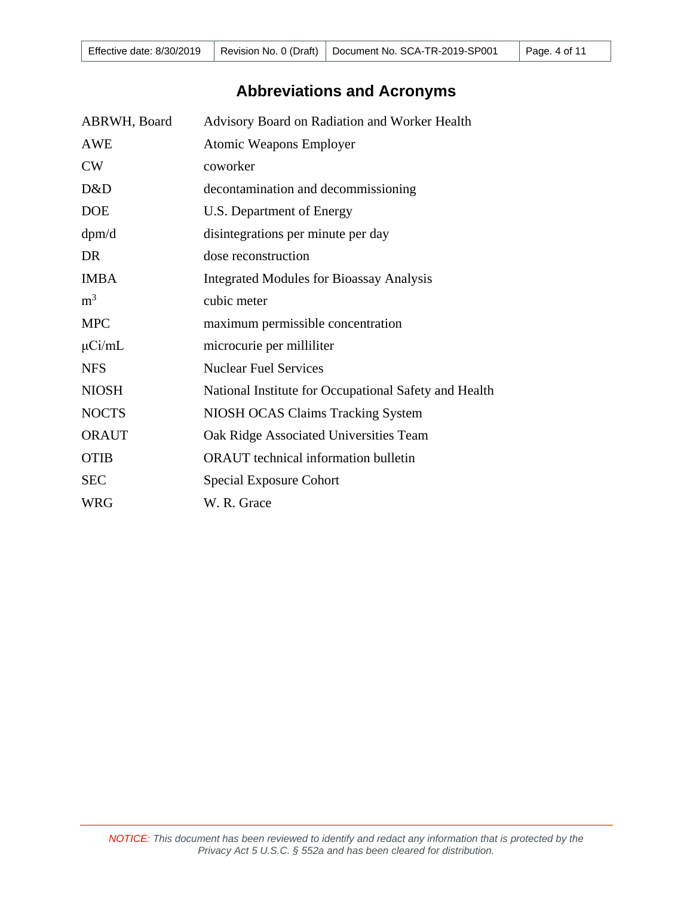# Abbreviations and Acronyms

| | |
|---|---|
| ABRWH, Board | Advisory Board on Radiation and Worker Health |
| AWE | Atomic Weapons Employer |
| CW | coworker |
| D&D | decontamination and decommissioning |
| DOE | U.S. Department of Energy |
| dpm/d | disintegrations per minute per day |
| DR | dose reconstruction |
| IMBA | Integrated Modules for Bioassay Analysis |
| $m^3$ | cubic meter |
| MPC | maximum permissible concentration |
| μCi/mL | microcurie per milliliter |
| NFS | Nuclear Fuel Services |
| NIOSH | National Institute for Occupational Safety and Health |
| NOCTS | NIOSH OCAS Claims Tracking System |
| ORAUT | Oak Ridge Associated Universities Team |
| OTIB | ORAUT technical information bulletin |
| SEC | Special Exposure Cohort |
| WRG | W. R. Grace |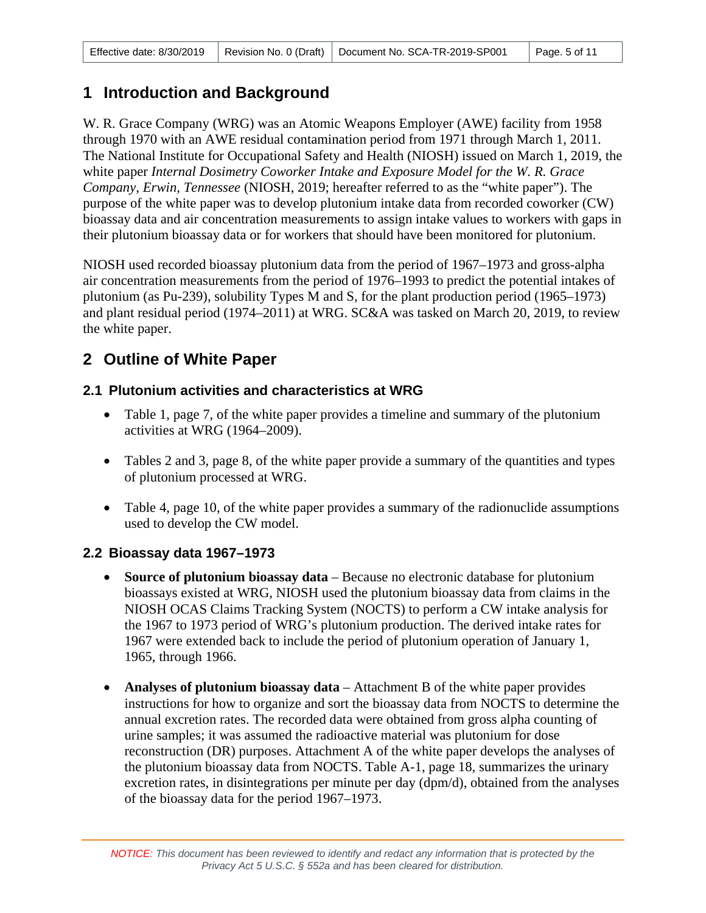# 1 Introduction and Background

W. R. Grace Company (WRG) was an Atomic Weapons Employer (AWE) facility from 1958 through 1970 with an AWE residual contamination period from 1971 through March 1, 2011. The National Institute for Occupational Safety and Health (NIOSH) issued on March 1, 2019, the white paper *Internal Dosimetry Coworker Intake and Exposure Model for the W. R. Grace Company, Erwin, Tennessee* (NIOSH, 2019; hereafter referred to as the "white paper"). The purpose of the white paper was to develop plutonium intake data from recorded coworker (CW) bioassay data and air concentration measurements to assign intake values to workers with gaps in their plutonium bioassay data or for workers that should have been monitored for plutonium.

NIOSH used recorded bioassay plutonium data from the period of 1967–1973 and gross-alpha air concentration measurements from the period of 1976–1993 to predict the potential intakes of plutonium (as Pu-239), solubility Types M and S, for the plant production period (1965–1973) and plant residual period (1974–2011) at WRG. SC&A was tasked on March 20, 2019, to review the white paper.

# 2 Outline of White Paper

## 2.1 Plutonium activities and characteristics at WRG

- Table 1, page 7, of the white paper provides a timeline and summary of the plutonium activities at WRG (1964–2009).
- Tables 2 and 3, page 8, of the white paper provide a summary of the quantities and types of plutonium processed at WRG.
- Table 4, page 10, of the white paper provides a summary of the radionuclide assumptions used to develop the CW model.

## 2.2 Bioassay data 1967–1973

- **Source of plutonium bioassay data** – Because no electronic database for plutonium bioassays existed at WRG, NIOSH used the plutonium bioassay data from claims in the NIOSH OCAS Claims Tracking System (NOCTS) to perform a CW intake analysis for the 1967 to 1973 period of WRG's plutonium production. The derived intake rates for 1967 were extended back to include the period of plutonium operation of January 1, 1965, through 1966.
- **Analyses of plutonium bioassay data** – Attachment B of the white paper provides instructions for how to organize and sort the bioassay data from NOCTS to determine the annual excretion rates. The recorded data were obtained from gross alpha counting of urine samples; it was assumed the radioactive material was plutonium for dose reconstruction (DR) purposes. Attachment A of the white paper develops the analyses of the plutonium bioassay data from NOCTS. Table A-1, page 18, summarizes the urinary excretion rates, in disintegrations per minute per day (dpm/d), obtained from the analyses of the bioassay data for the period 1967–1973.

*NOTICE:* This document has been reviewed to identify and redact any information that is protected by the Privacy Act 5 U.S.C. § 552a and has been cleared for distribution.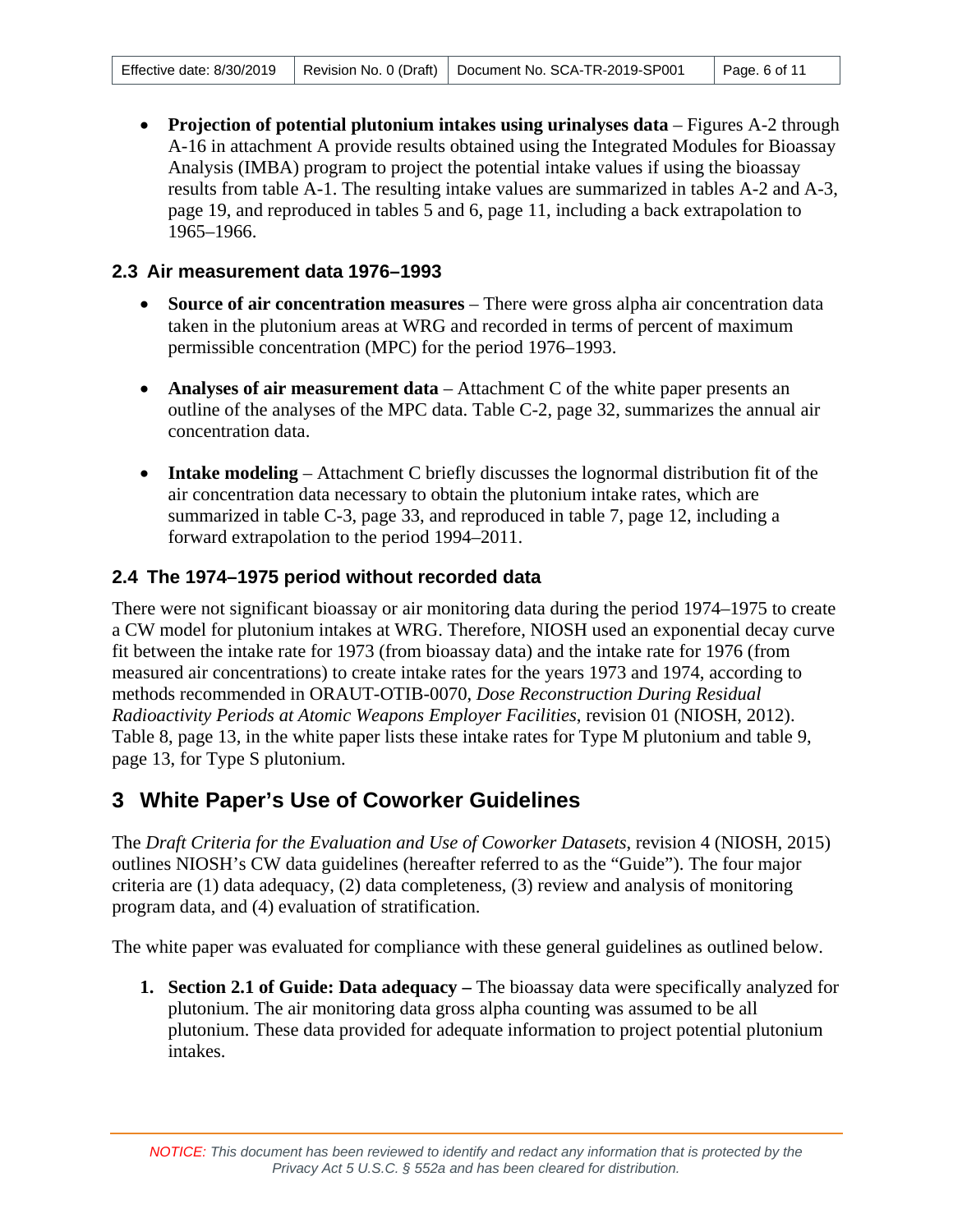- **Projection of potential plutonium intakes using urinalyses data** – Figures A-2 through A-16 in attachment A provide results obtained using the Integrated Modules for Bioassay Analysis (IMBA) program to project the potential intake values if using the bioassay results from table A-1. The resulting intake values are summarized in tables A-2 and A-3, page 19, and reproduced in tables 5 and 6, page 11, including a back extrapolation to 1965–1966.

### 2.3 Air measurement data 1976–1993

- **Source of air concentration measures** – There were gross alpha air concentration data taken in the plutonium areas at WRG and recorded in terms of percent of maximum permissible concentration (MPC) for the period 1976–1993.

- **Analyses of air measurement data** – Attachment C of the white paper presents an outline of the analyses of the MPC data. Table C-2, page 32, summarizes the annual air concentration data.

- **Intake modeling** – Attachment C briefly discusses the lognormal distribution fit of the air concentration data necessary to obtain the plutonium intake rates, which are summarized in table C-3, page 33, and reproduced in table 7, page 12, including a forward extrapolation to the period 1994–2011.

### 2.4 The 1974–1975 period without recorded data

There were not significant bioassay or air monitoring data during the period 1974–1975 to create a CW model for plutonium intakes at WRG. Therefore, NIOSH used an exponential decay curve fit between the intake rate for 1973 (from bioassay data) and the intake rate for 1976 (from measured air concentrations) to create intake rates for the years 1973 and 1974, according to methods recommended in ORAUT-OTIB-0070, *Dose Reconstruction During Residual Radioactivity Periods at Atomic Weapons Employer Facilities*, revision 01 (NIOSH, 2012). Table 8, page 13, in the white paper lists these intake rates for Type M plutonium and table 9, page 13, for Type S plutonium.

## 3 White Paper's Use of Coworker Guidelines

The *Draft Criteria for the Evaluation and Use of Coworker Datasets*, revision 4 (NIOSH, 2015) outlines NIOSH's CW data guidelines (hereafter referred to as the "Guide"). The four major criteria are (1) data adequacy, (2) data completeness, (3) review and analysis of monitoring program data, and (4) evaluation of stratification.

The white paper was evaluated for compliance with these general guidelines as outlined below.

1. **Section 2.1 of Guide: Data adequacy –** The bioassay data were specifically analyzed for plutonium. The air monitoring data gross alpha counting was assumed to be all plutonium. These data provided for adequate information to project potential plutonium intakes.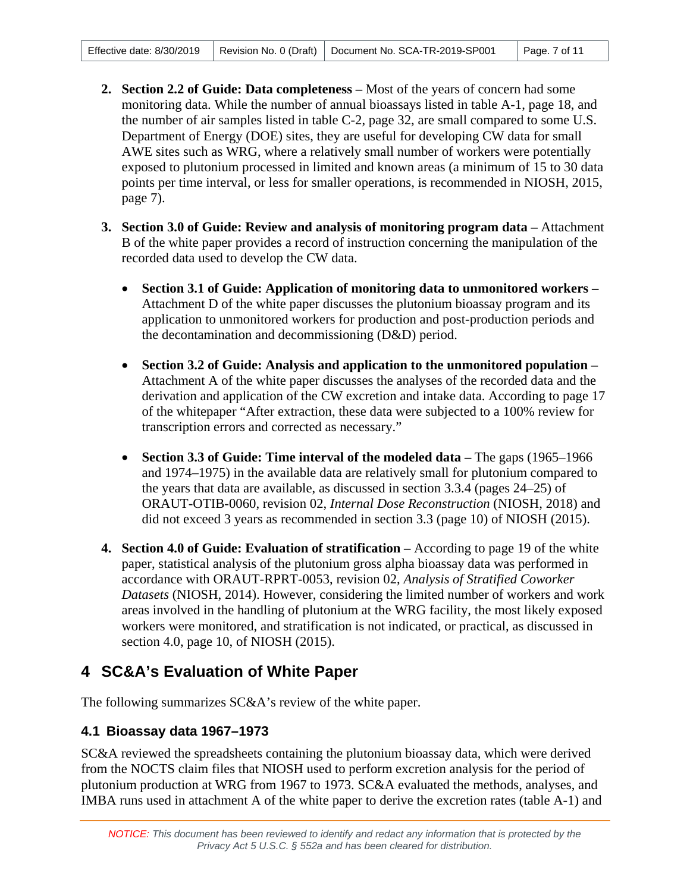2. **Section 2.2 of Guide: Data completeness –** Most of the years of concern had some monitoring data. While the number of annual bioassays listed in table A-1, page 18, and the number of air samples listed in table C-2, page 32, are small compared to some U.S. Department of Energy (DOE) sites, they are useful for developing CW data for small AWE sites such as WRG, where a relatively small number of workers were potentially exposed to plutonium processed in limited and known areas (a minimum of 15 to 30 data points per time interval, or less for smaller operations, is recommended in NIOSH, 2015, page 7).

3. **Section 3.0 of Guide: Review and analysis of monitoring program data –** Attachment B of the white paper provides a record of instruction concerning the manipulation of the recorded data used to develop the CW data.

   - **Section 3.1 of Guide: Application of monitoring data to unmonitored workers –** Attachment D of the white paper discusses the plutonium bioassay program and its application to unmonitored workers for production and post-production periods and the decontamination and decommissioning (D&D) period.

   - **Section 3.2 of Guide: Analysis and application to the unmonitored population –** Attachment A of the white paper discusses the analyses of the recorded data and the derivation and application of the CW excretion and intake data. According to page 17 of the whitepaper "After extraction, these data were subjected to a 100% review for transcription errors and corrected as necessary."

   - **Section 3.3 of Guide: Time interval of the modeled data –** The gaps (1965–1966 and 1974–1975) in the available data are relatively small for plutonium compared to the years that data are available, as discussed in section 3.3.4 (pages 24–25) of ORAUT-OTIB-0060, revision 02, *Internal Dose Reconstruction* (NIOSH, 2018) and did not exceed 3 years as recommended in section 3.3 (page 10) of NIOSH (2015).

4. **Section 4.0 of Guide: Evaluation of stratification –** According to page 19 of the white paper, statistical analysis of the plutonium gross alpha bioassay data was performed in accordance with ORAUT-RPRT-0053, revision 02, *Analysis of Stratified Coworker Datasets* (NIOSH, 2014). However, considering the limited number of workers and work areas involved in the handling of plutonium at the WRG facility, the most likely exposed workers were monitored, and stratification is not indicated, or practical, as discussed in section 4.0, page 10, of NIOSH (2015).

# 4 SC&A's Evaluation of White Paper

The following summarizes SC&A's review of the white paper.

## 4.1 Bioassay data 1967–1973

SC&A reviewed the spreadsheets containing the plutonium bioassay data, which were derived from the NOCTS claim files that NIOSH used to perform excretion analysis for the period of plutonium production at WRG from 1967 to 1973. SC&A evaluated the methods, analyses, and IMBA runs used in attachment A of the white paper to derive the excretion rates (table A-1) and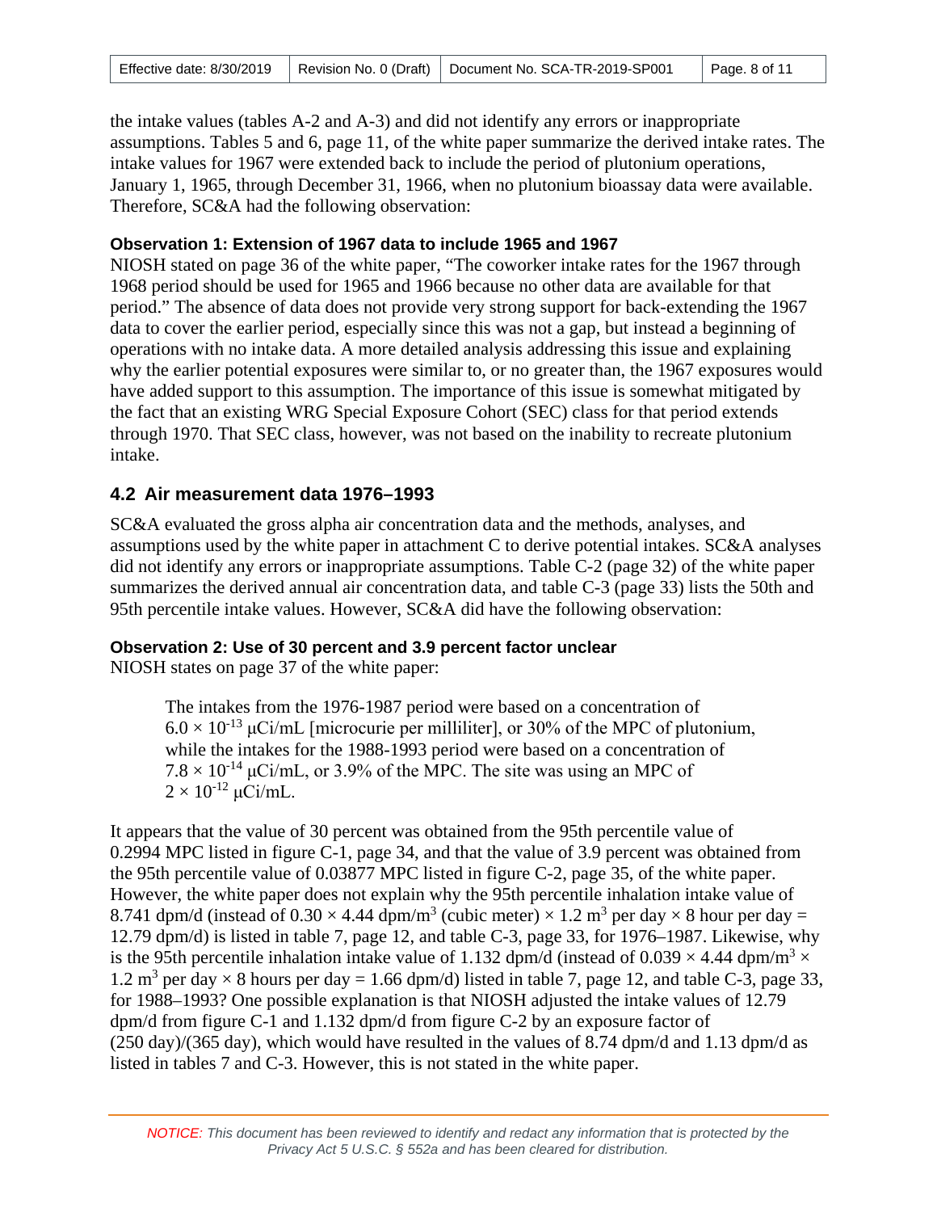the intake values (tables A-2 and A-3) and did not identify any errors or inappropriate assumptions. Tables 5 and 6, page 11, of the white paper summarize the derived intake rates. The intake values for 1967 were extended back to include the period of plutonium operations, January 1, 1965, through December 31, 1966, when no plutonium bioassay data were available. Therefore, SC&A had the following observation:

**Observation 1: Extension of 1967 data to include 1965 and 1967**

NIOSH stated on page 36 of the white paper, "The coworker intake rates for the 1967 through 1968 period should be used for 1965 and 1966 because no other data are available for that period." The absence of data does not provide very strong support for back-extending the 1967 data to cover the earlier period, especially since this was not a gap, but instead a beginning of operations with no intake data. A more detailed analysis addressing this issue and explaining why the earlier potential exposures were similar to, or no greater than, the 1967 exposures would have added support to this assumption. The importance of this issue is somewhat mitigated by the fact that an existing WRG Special Exposure Cohort (SEC) class for that period extends through 1970. That SEC class, however, was not based on the inability to recreate plutonium intake.

## 4.2 Air measurement data 1976–1993

SC&A evaluated the gross alpha air concentration data and the methods, analyses, and assumptions used by the white paper in attachment C to derive potential intakes. SC&A analyses did not identify any errors or inappropriate assumptions. Table C-2 (page 32) of the white paper summarizes the derived annual air concentration data, and table C-3 (page 33) lists the 50th and 95th percentile intake values. However, SC&A did have the following observation:

**Observation 2: Use of 30 percent and 3.9 percent factor unclear**

NIOSH states on page 37 of the white paper:

> The intakes from the 1976-1987 period were based on a concentration of $6.0 \times 10^{-13}$ µCi/mL [microcurie per milliliter], or 30% of the MPC of plutonium, while the intakes for the 1988-1993 period were based on a concentration of $7.8 \times 10^{-14}$ µCi/mL, or 3.9% of the MPC. The site was using an MPC of $2 \times 10^{-12}$ µCi/mL.

It appears that the value of 30 percent was obtained from the 95th percentile value of 0.2994 MPC listed in figure C-1, page 34, and that the value of 3.9 percent was obtained from the 95th percentile value of 0.03877 MPC listed in figure C-2, page 35, of the white paper. However, the white paper does not explain why the 95th percentile inhalation intake value of 8.741 dpm/d (instead of $0.30 \times 4.44$ dpm/m$^3$ (cubic meter) $\times$ 1.2 m$^3$ per day $\times$ 8 hour per day = 12.79 dpm/d) is listed in table 7, page 12, and table C-3, page 33, for 1976–1987. Likewise, why is the 95th percentile inhalation intake value of 1.132 dpm/d (instead of $0.039 \times 4.44$ dpm/m$^3$ $\times$ 1.2 m$^3$ per day $\times$ 8 hours per day = 1.66 dpm/d) listed in table 7, page 12, and table C-3, page 33, for 1988–1993? One possible explanation is that NIOSH adjusted the intake values of 12.79 dpm/d from figure C-1 and 1.132 dpm/d from figure C-2 by an exposure factor of (250 day)/(365 day), which would have resulted in the values of 8.74 dpm/d and 1.13 dpm/d as listed in tables 7 and C-3. However, this is not stated in the white paper.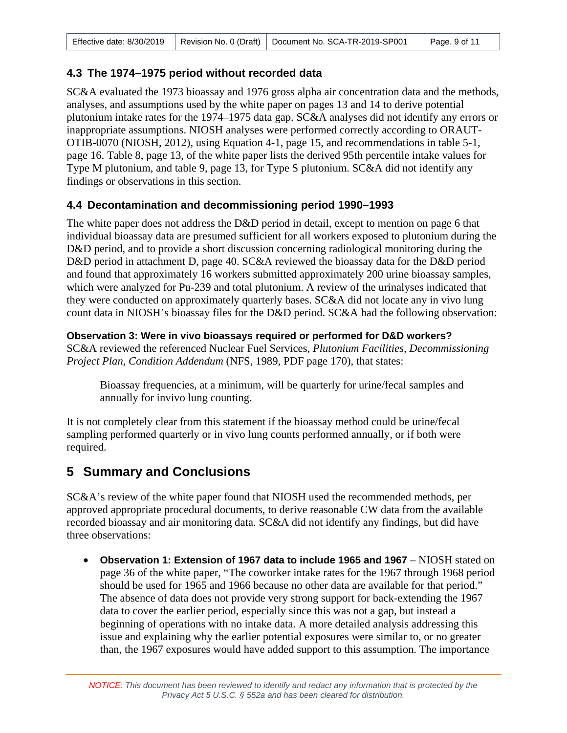### 4.3 The 1974–1975 period without recorded data

SC&A evaluated the 1973 bioassay and 1976 gross alpha air concentration data and the methods, analyses, and assumptions used by the white paper on pages 13 and 14 to derive potential plutonium intake rates for the 1974–1975 data gap. SC&A analyses did not identify any errors or inappropriate assumptions. NIOSH analyses were performed correctly according to ORAUT-OTIB-0070 (NIOSH, 2012), using Equation 4-1, page 15, and recommendations in table 5-1, page 16. Table 8, page 13, of the white paper lists the derived 95th percentile intake values for Type M plutonium, and table 9, page 13, for Type S plutonium. SC&A did not identify any findings or observations in this section.

### 4.4 Decontamination and decommissioning period 1990–1993

The white paper does not address the D&D period in detail, except to mention on page 6 that individual bioassay data are presumed sufficient for all workers exposed to plutonium during the D&D period, and to provide a short discussion concerning radiological monitoring during the D&D period in attachment D, page 40. SC&A reviewed the bioassay data for the D&D period and found that approximately 16 workers submitted approximately 200 urine bioassay samples, which were analyzed for Pu-239 and total plutonium. A review of the urinalyses indicated that they were conducted on approximately quarterly bases. SC&A did not locate any in vivo lung count data in NIOSH's bioassay files for the D&D period. SC&A had the following observation:

**Observation 3: Were in vivo bioassays required or performed for D&D workers?**
SC&A reviewed the referenced Nuclear Fuel Services, *Plutonium Facilities, Decommissioning Project Plan, Condition Addendum* (NFS, 1989, PDF page 170), that states:

> Bioassay frequencies, at a minimum, will be quarterly for urine/fecal samples and annually for invivo lung counting.

It is not completely clear from this statement if the bioassay method could be urine/fecal sampling performed quarterly or in vivo lung counts performed annually, or if both were required.

## 5 Summary and Conclusions

SC&A's review of the white paper found that NIOSH used the recommended methods, per approved appropriate procedural documents, to derive reasonable CW data from the available recorded bioassay and air monitoring data. SC&A did not identify any findings, but did have three observations:

- **Observation 1: Extension of 1967 data to include 1965 and 1967** – NIOSH stated on page 36 of the white paper, "The coworker intake rates for the 1967 through 1968 period should be used for 1965 and 1966 because no other data are available for that period." The absence of data does not provide very strong support for back-extending the 1967 data to cover the earlier period, especially since this was not a gap, but instead a beginning of operations with no intake data. A more detailed analysis addressing this issue and explaining why the earlier potential exposures were similar to, or no greater than, the 1967 exposures would have added support to this assumption. The importance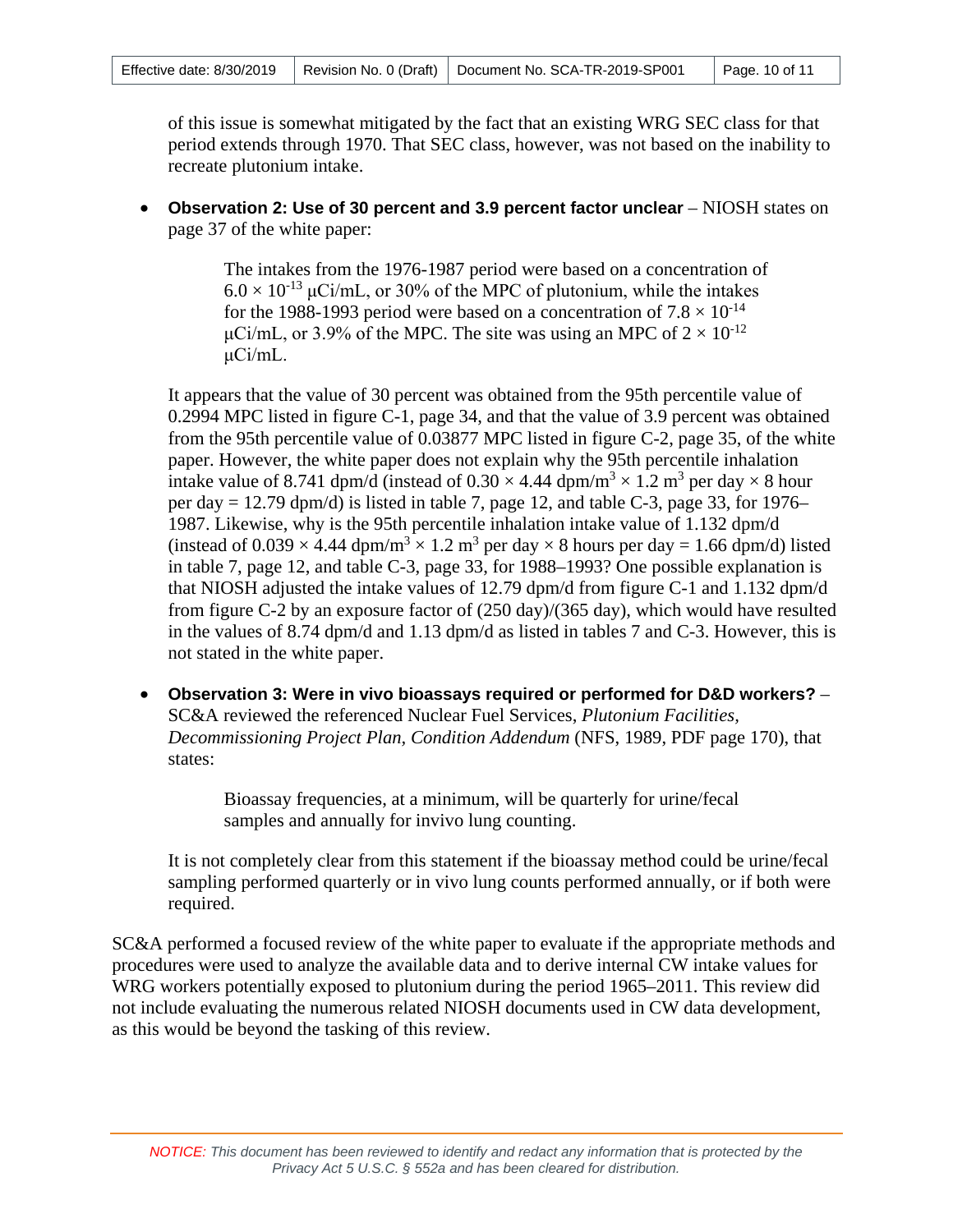of this issue is somewhat mitigated by the fact that an existing WRG SEC class for that period extends through 1970. That SEC class, however, was not based on the inability to recreate plutonium intake.

- **Observation 2: Use of 30 percent and 3.9 percent factor unclear** – NIOSH states on page 37 of the white paper:

  > The intakes from the 1976-1987 period were based on a concentration of $6.0 \times 10^{-13}$ μCi/mL, or 30% of the MPC of plutonium, while the intakes for the 1988-1993 period were based on a concentration of $7.8 \times 10^{-14}$ μCi/mL, or 3.9% of the MPC. The site was using an MPC of $2 \times 10^{-12}$ μCi/mL.

  It appears that the value of 30 percent was obtained from the 95th percentile value of 0.2994 MPC listed in figure C-1, page 34, and that the value of 3.9 percent was obtained from the 95th percentile value of 0.03877 MPC listed in figure C-2, page 35, of the white paper. However, the white paper does not explain why the 95th percentile inhalation intake value of 8.741 dpm/d (instead of $0.30 \times 4.44$ dpm/m$^3$ $\times$ 1.2 m$^3$ per day $\times$ 8 hour per day = 12.79 dpm/d) is listed in table 7, page 12, and table C-3, page 33, for 1976–1987. Likewise, why is the 95th percentile inhalation intake value of 1.132 dpm/d (instead of $0.039 \times 4.44$ dpm/m$^3$ $\times$ 1.2 m$^3$ per day $\times$ 8 hours per day = 1.66 dpm/d) listed in table 7, page 12, and table C-3, page 33, for 1988–1993? One possible explanation is that NIOSH adjusted the intake values of 12.79 dpm/d from figure C-1 and 1.132 dpm/d from figure C-2 by an exposure factor of (250 day)/(365 day), which would have resulted in the values of 8.74 dpm/d and 1.13 dpm/d as listed in tables 7 and C-3. However, this is not stated in the white paper.

- **Observation 3: Were in vivo bioassays required or performed for D&D workers?** – SC&A reviewed the referenced Nuclear Fuel Services, *Plutonium Facilities, Decommissioning Project Plan, Condition Addendum* (NFS, 1989, PDF page 170), that states:

  > Bioassay frequencies, at a minimum, will be quarterly for urine/fecal samples and annually for invivo lung counting.

  It is not completely clear from this statement if the bioassay method could be urine/fecal sampling performed quarterly or in vivo lung counts performed annually, or if both were required.

SC&A performed a focused review of the white paper to evaluate if the appropriate methods and procedures were used to analyze the available data and to derive internal CW intake values for WRG workers potentially exposed to plutonium during the period 1965–2011. This review did not include evaluating the numerous related NIOSH documents used in CW data development, as this would be beyond the tasking of this review.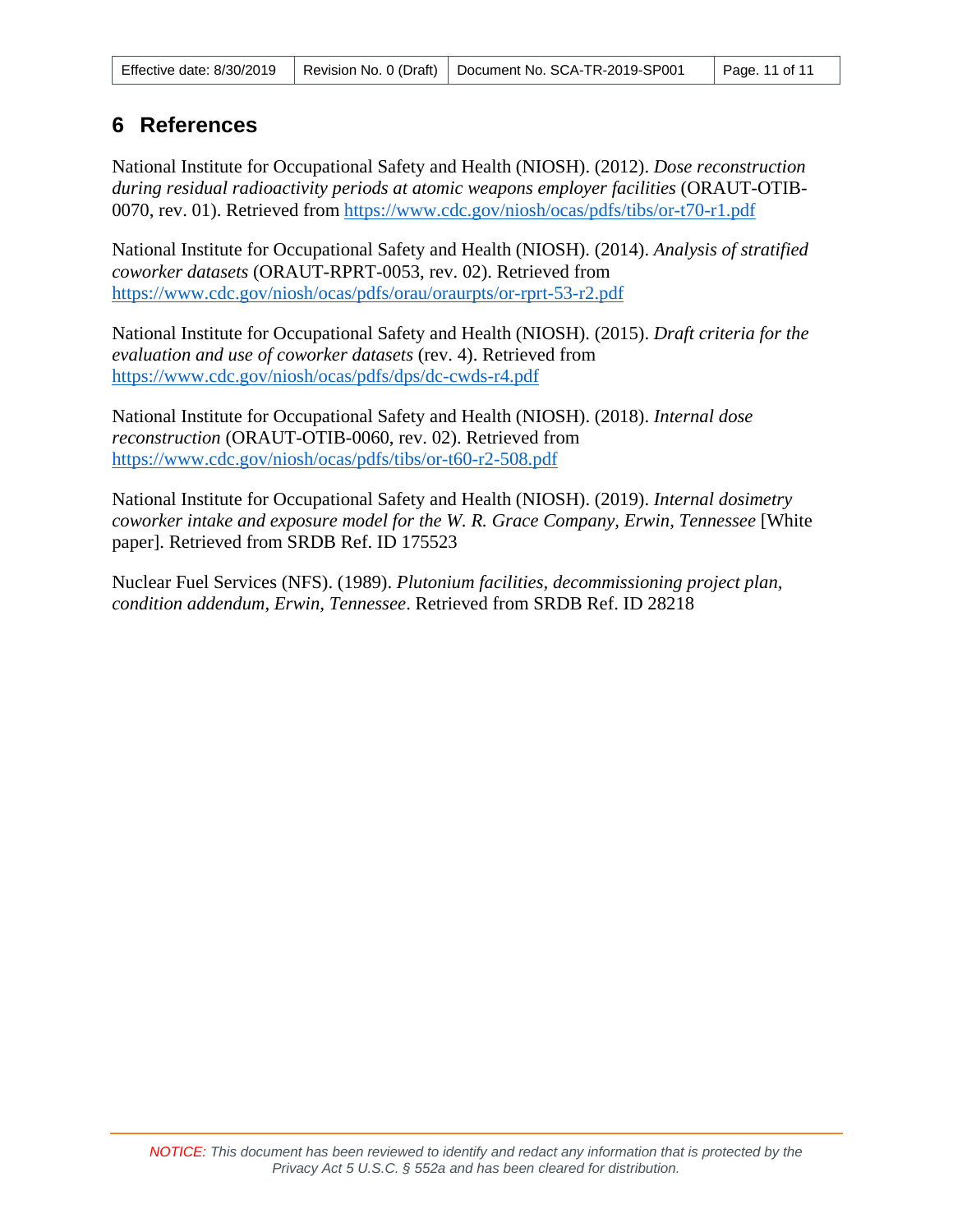# 6 References

National Institute for Occupational Safety and Health (NIOSH). (2012). *Dose reconstruction during residual radioactivity periods at atomic weapons employer facilities* (ORAUT-OTIB-0070, rev. 01). Retrieved from https://www.cdc.gov/niosh/ocas/pdfs/tibs/or-t70-r1.pdf

National Institute for Occupational Safety and Health (NIOSH). (2014). *Analysis of stratified coworker datasets* (ORAUT-RPRT-0053, rev. 02). Retrieved from https://www.cdc.gov/niosh/ocas/pdfs/orau/oraurpts/or-rprt-53-r2.pdf

National Institute for Occupational Safety and Health (NIOSH). (2015). *Draft criteria for the evaluation and use of coworker datasets* (rev. 4). Retrieved from https://www.cdc.gov/niosh/ocas/pdfs/dps/dc-cwds-r4.pdf

National Institute for Occupational Safety and Health (NIOSH). (2018). *Internal dose reconstruction* (ORAUT-OTIB-0060, rev. 02). Retrieved from https://www.cdc.gov/niosh/ocas/pdfs/tibs/or-t60-r2-508.pdf

National Institute for Occupational Safety and Health (NIOSH). (2019). *Internal dosimetry coworker intake and exposure model for the W. R. Grace Company, Erwin, Tennessee* [White paper]. Retrieved from SRDB Ref. ID 175523

Nuclear Fuel Services (NFS). (1989). *Plutonium facilities, decommissioning project plan, condition addendum, Erwin, Tennessee*. Retrieved from SRDB Ref. ID 28218